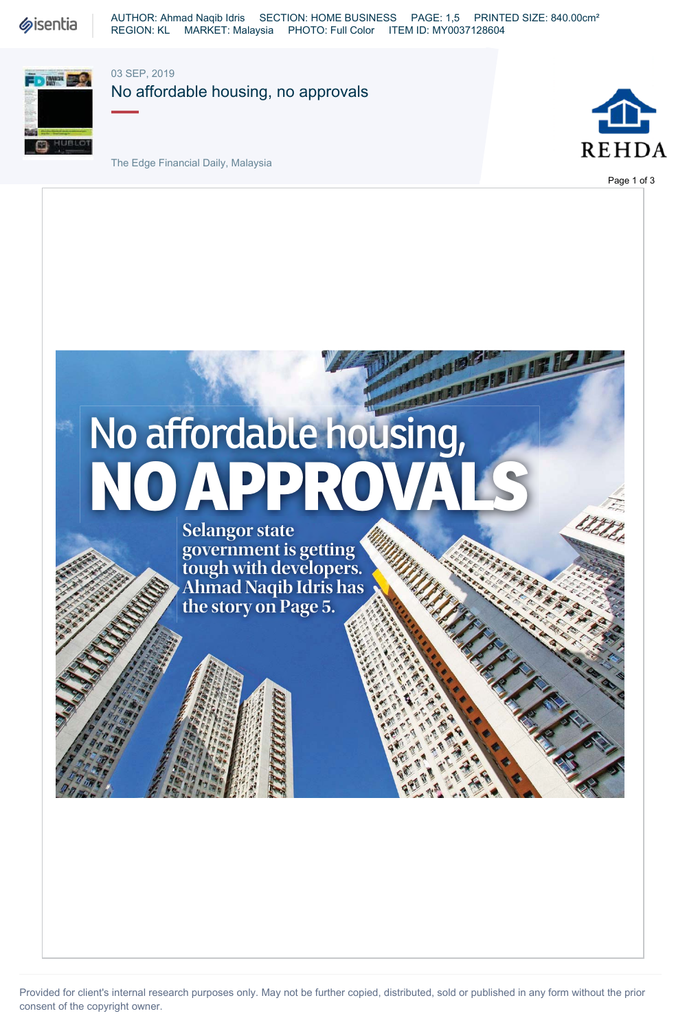AUTHOR: Ahmad Naqib Idris SECTION: HOME BUSINESS PAGE: 1,5 PRINTED SIZE: 840.00cm²
REGION: KL MARKET: Malaysia PHOTO: Full Color ITEM ID: MY0037128604

03 SEP, 2019

# No affordable housing, no approvals

The Edge Financial Daily, Malaysia

# No affordable housing, NO APPROVALS

Selangor state government is getting tough with developers. Ahmad Naqib Idris has the story on Page 5.

Provided for client's internal research purposes only. May not be further copied, distributed, sold or published in any form without the prior consent of the copyright owner.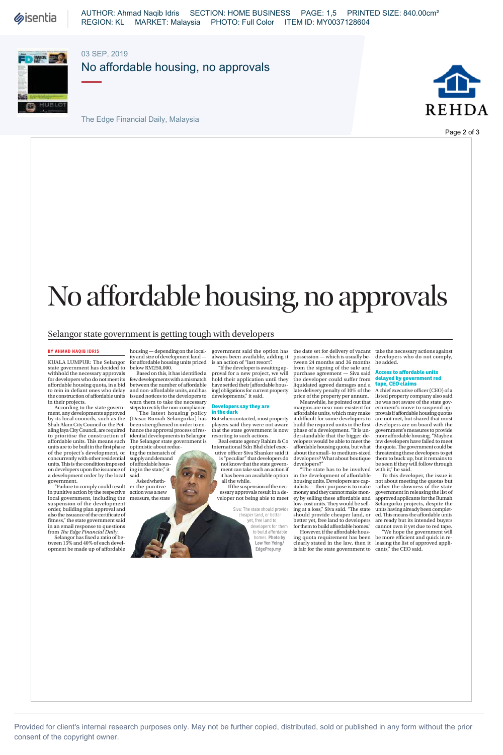# No affordable housing, no approvals

## Selangor state government is getting tough with developers

**BY AHMAD NAQIB IDRIS**

KUALA LUMPUR: The Selangor state government has decided to withhold the necessary approvals for developers who do not meet its affordable housing quota, in a bid to rein in defiant ones which delay the construction of affordable units in their projects.

According to the state government, any developments approved by its local councils, such as the Shah Alam City Council or the Petaling Jaya City Council, are required to prioritise the construction of affordable units. This means such units are to be built in the first phase of the project's development, or concurrently with other residential units. This is the condition imposed on developers upon the issuance of a development order by the local government.

"Failure to comply could result in punitive action by the respective local government, including the suspension of the development order, building plan approval and also the issuance of the certificate of fitness," the state government said in an email response to questions from *The Edge Financial Daily*.

Selangor has fixed a ratio of between 15% and 40% of each development be made up of affordable housing — depending on the locality and size of development land — for affordable housing units priced below RM250,000.

Based on this, it has identified a few developments with a mismatch between the number of affordable and non-affordable units, and has issued notices to the developers to warn them to take the necessary steps to rectify the non-compliance.

"The latest housing policy (Dasar Rumah Selangorku) has been strengthened in order to enhance the approval process of residential developments in Selangor. The Selangor state government is optimistic about reducing the mismatch of supply and demand of affordable housing in the state," it said.

Asked whether the punitive action was a new measure, the state government said the option has always been available, adding it is an action of "last resort".

"If the developer is awaiting approval for a new project, we will hold their application until they have settled their [affordable housing] obligations for current property developments," it said.

### Developers say they are in the dark

But when contacted, most property players said they were not aware that the state government is now resorting to such actions.

Real estate agency Rahim & Co International Sdn Bhd chief executive officer Siva Shanker said it is "peculiar" that developers do not know that the state government can take such an action if it has been an available option all the while.

If the suspension of the necessary approvals result in a developer not being able to meet the date set for delivery of vacant possession — which is usually between 24 months and 36 months from the signing of the sale and purchase agreement — Siva said the developer could suffer from liquidated agreed damages and a late delivery penalty of 10% of the price of the property per annum.

Meanwhile, he pointed out that margins are near non-existent for affordable units, which may make it difficult for some developers to build the required units in the first phase of a development. "It is understandable that the bigger developers would be able to meet the affordable housing quota, but what about the small- to medium-sized developers? What about boutique developers?"

"The state has to be involved in the development of affordable housing units. Developers are capitalists — their purpose is to make money and they cannot make money by selling these affordable and low-cost units. They would be selling at a loss," Siva said. "The state should provide cheaper land, or better yet, free land to developers for them to build affordable homes."

However, if the affordable housing quota requirement has been clearly stated in the law, then it is fair for the state government to take the necessary actions against developers who do not comply, he added.

Siva: The state should provide cheaper land, or better yet, free land to developers for them to build affordable homes. **Photo by Low Yen Yeing/ EdgeProp.my**

### Access to affordable units delayed by government red tape, CEO claims

A chief executive officer (CEO) of a listed property company also said he was not aware of the state government's move to suspend approvals if affordable housing quotas are not met, but shared that most developers are on board with the government's measures to provide more affordable housing. "Maybe a few developers have failed to meet the quota. The government could be threatening these developers to get them to buck up, but it remains to be seen if they will follow through with it," he said.

To this developer, the issue is not about meeting the quotas but rather the slowness of the state government in releasing the list of approved applicants for the Rumah Selangorku projects, despite the units having already been completed. This means the affordable units are ready but its intended buyers cannot own it yet due to red tape.

"We hope the government will be more efficient and quick in releasing the list of approved applicants," the CEO said.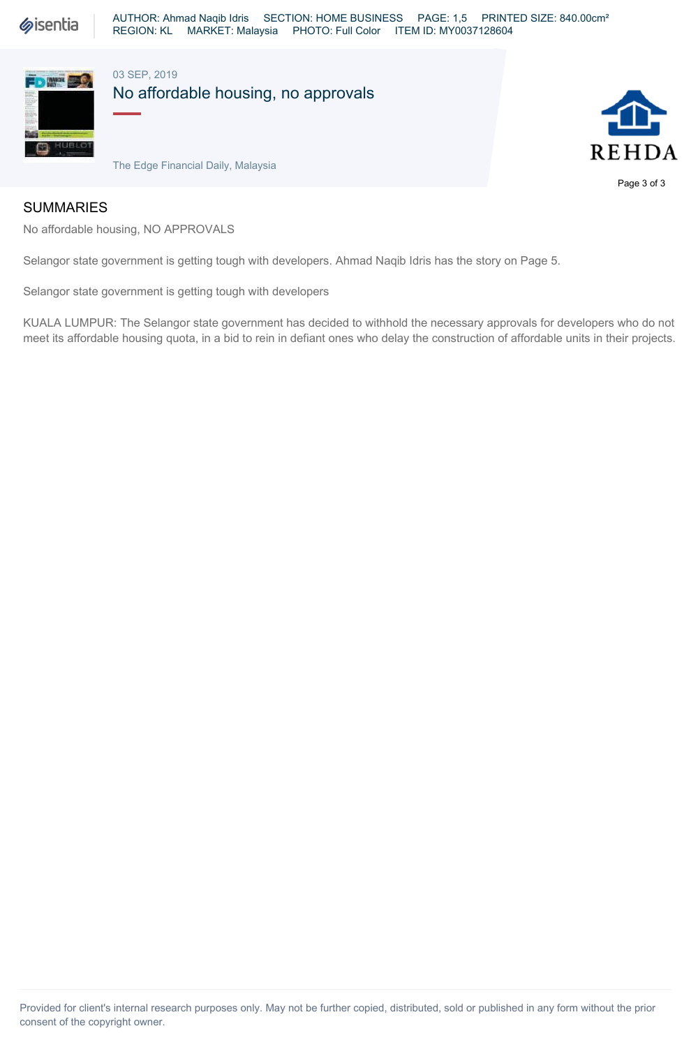AUTHOR: Ahmad Naqib Idris SECTION: HOME BUSINESS PAGE: 1,5 PRINTED SIZE: 840.00cm²
REGION: KL MARKET: Malaysia PHOTO: Full Color ITEM ID: MY0037128604

03 SEP, 2019

# No affordable housing, no approvals

The Edge Financial Daily, Malaysia

## SUMMARIES

No affordable housing, NO APPROVALS

Selangor state government is getting tough with developers. Ahmad Naqib Idris has the story on Page 5.

Selangor state government is getting tough with developers

KUALA LUMPUR: The Selangor state government has decided to withhold the necessary approvals for developers who do not meet its affordable housing quota, in a bid to rein in defiant ones who delay the construction of affordable units in their projects.

Provided for client's internal research purposes only. May not be further copied, distributed, sold or published in any form without the prior consent of the copyright owner.